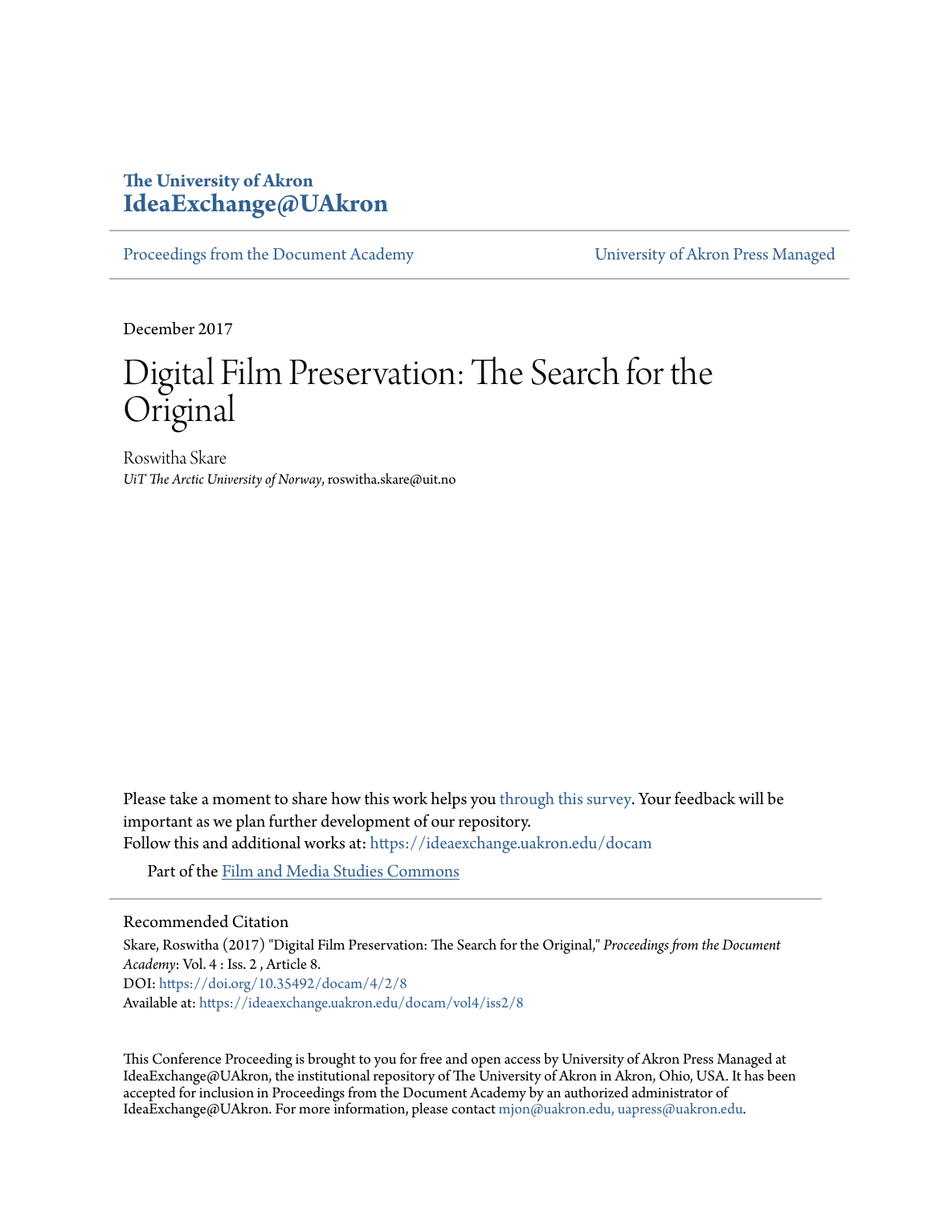The University of Akron
**IdeaExchange@UAkron**

Proceedings from the Document Academy | University of Akron Press Managed

December 2017

# Digital Film Preservation: The Search for the Original

Roswitha Skare
*UiT The Arctic University of Norway*, roswitha.skare@uit.no

Please take a moment to share how this work helps you through this survey. Your feedback will be important as we plan further development of our repository.
Follow this and additional works at: https://ideaexchange.uakron.edu/docam

Part of the Film and Media Studies Commons

## Recommended Citation

Skare, Roswitha (2017) "Digital Film Preservation: The Search for the Original," *Proceedings from the Document Academy*: Vol. 4 : Iss. 2 , Article 8.
DOI: https://doi.org/10.35492/docam/4/2/8
Available at: https://ideaexchange.uakron.edu/docam/vol4/iss2/8

This Conference Proceeding is brought to you for free and open access by University of Akron Press Managed at IdeaExchange@UAkron, the institutional repository of The University of Akron in Akron, Ohio, USA. It has been accepted for inclusion in Proceedings from the Document Academy by an authorized administrator of IdeaExchange@UAkron. For more information, please contact mjon@uakron.edu, uapress@uakron.edu.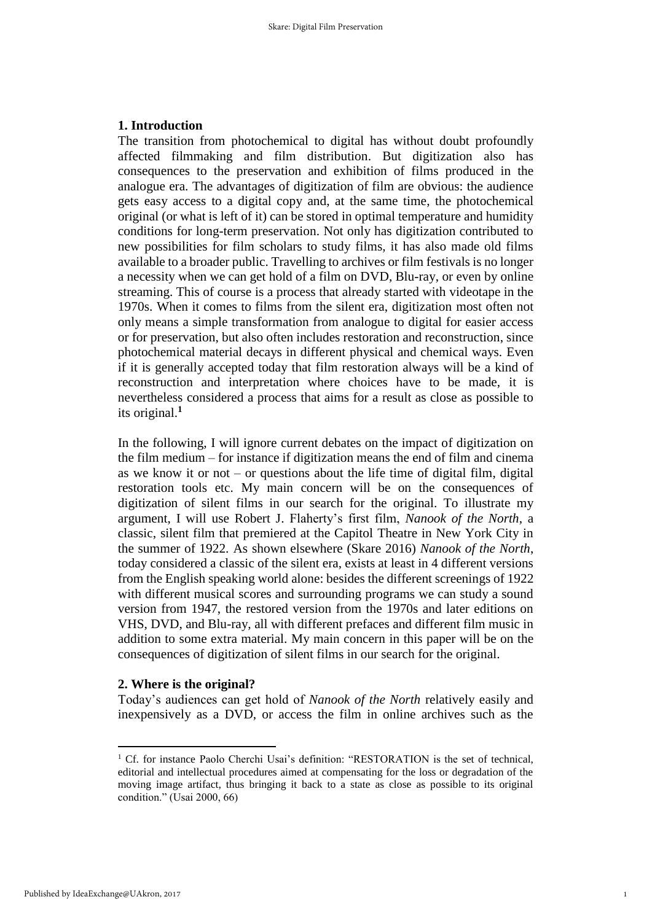## 1. Introduction

The transition from photochemical to digital has without doubt profoundly affected filmmaking and film distribution. But digitization also has consequences to the preservation and exhibition of films produced in the analogue era. The advantages of digitization of film are obvious: the audience gets easy access to a digital copy and, at the same time, the photochemical original (or what is left of it) can be stored in optimal temperature and humidity conditions for long-term preservation. Not only has digitization contributed to new possibilities for film scholars to study films, it has also made old films available to a broader public. Travelling to archives or film festivals is no longer a necessity when we can get hold of a film on DVD, Blu-ray, or even by online streaming. This of course is a process that already started with videotape in the 1970s. When it comes to films from the silent era, digitization most often not only means a simple transformation from analogue to digital for easier access or for preservation, but also often includes restoration and reconstruction, since photochemical material decays in different physical and chemical ways. Even if it is generally accepted today that film restoration always will be a kind of reconstruction and interpretation where choices have to be made, it is nevertheless considered a process that aims for a result as close as possible to its original.[1]

In the following, I will ignore current debates on the impact of digitization on the film medium – for instance if digitization means the end of film and cinema as we know it or not – or questions about the life time of digital film, digital restoration tools etc. My main concern will be on the consequences of digitization of silent films in our search for the original. To illustrate my argument, I will use Robert J. Flaherty's first film, *Nanook of the North*, a classic, silent film that premiered at the Capitol Theatre in New York City in the summer of 1922. As shown elsewhere (Skare 2016) *Nanook of the North*, today considered a classic of the silent era, exists at least in 4 different versions from the English speaking world alone: besides the different screenings of 1922 with different musical scores and surrounding programs we can study a sound version from 1947, the restored version from the 1970s and later editions on VHS, DVD, and Blu-ray, all with different prefaces and different film music in addition to some extra material. My main concern in this paper will be on the consequences of digitization of silent films in our search for the original.

## 2. Where is the original?

Today's audiences can get hold of *Nanook of the North* relatively easily and inexpensively as a DVD, or access the film in online archives such as the

[1] Cf. for instance Paolo Cherchi Usai's definition: "RESTORATION is the set of technical, editorial and intellectual procedures aimed at compensating for the loss or degradation of the moving image artifact, thus bringing it back to a state as close as possible to its original condition." (Usai 2000, 66)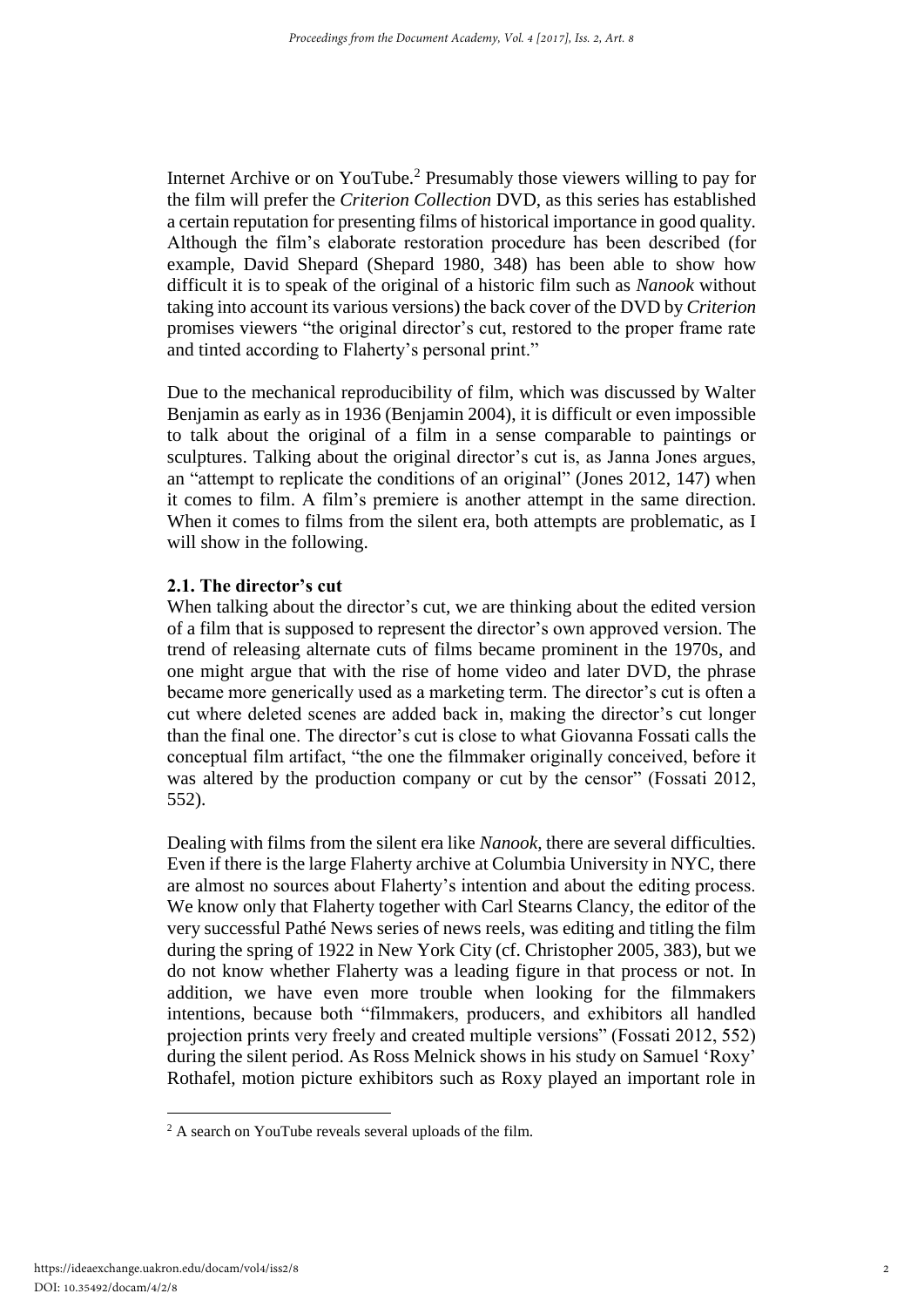Internet Archive or on YouTube.[2] Presumably those viewers willing to pay for the film will prefer the *Criterion Collection* DVD, as this series has established a certain reputation for presenting films of historical importance in good quality. Although the film's elaborate restoration procedure has been described (for example, David Shepard (Shepard 1980, 348) has been able to show how difficult it is to speak of the original of a historic film such as *Nanook* without taking into account its various versions) the back cover of the DVD by *Criterion* promises viewers "the original director's cut, restored to the proper frame rate and tinted according to Flaherty's personal print."

Due to the mechanical reproducibility of film, which was discussed by Walter Benjamin as early as in 1936 (Benjamin 2004), it is difficult or even impossible to talk about the original of a film in a sense comparable to paintings or sculptures. Talking about the original director's cut is, as Janna Jones argues, an "attempt to replicate the conditions of an original" (Jones 2012, 147) when it comes to film. A film's premiere is another attempt in the same direction. When it comes to films from the silent era, both attempts are problematic, as I will show in the following.

### 2.1. The director's cut

When talking about the director's cut, we are thinking about the edited version of a film that is supposed to represent the director's own approved version. The trend of releasing alternate cuts of films became prominent in the 1970s, and one might argue that with the rise of home video and later DVD, the phrase became more generically used as a marketing term. The director's cut is often a cut where deleted scenes are added back in, making the director's cut longer than the final one. The director's cut is close to what Giovanna Fossati calls the conceptual film artifact, "the one the filmmaker originally conceived, before it was altered by the production company or cut by the censor" (Fossati 2012, 552).

Dealing with films from the silent era like *Nanook*, there are several difficulties. Even if there is the large Flaherty archive at Columbia University in NYC, there are almost no sources about Flaherty's intention and about the editing process. We know only that Flaherty together with Carl Stearns Clancy, the editor of the very successful Pathé News series of news reels, was editing and titling the film during the spring of 1922 in New York City (cf. Christopher 2005, 383), but we do not know whether Flaherty was a leading figure in that process or not. In addition, we have even more trouble when looking for the filmmakers intentions, because both "filmmakers, producers, and exhibitors all handled projection prints very freely and created multiple versions" (Fossati 2012, 552) during the silent period. As Ross Melnick shows in his study on Samuel 'Roxy' Rothafel, motion picture exhibitors such as Roxy played an important role in

[2] A search on YouTube reveals several uploads of the film.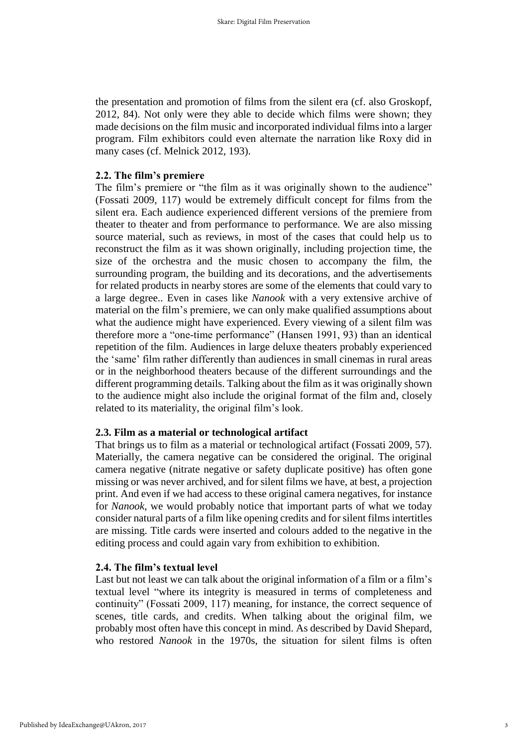the presentation and promotion of films from the silent era (cf. also Groskopf, 2012, 84). Not only were they able to decide which films were shown; they made decisions on the film music and incorporated individual films into a larger program. Film exhibitors could even alternate the narration like Roxy did in many cases (cf. Melnick 2012, 193).

### 2.2. The film's premiere

The film's premiere or "the film as it was originally shown to the audience" (Fossati 2009, 117) would be extremely difficult concept for films from the silent era. Each audience experienced different versions of the premiere from theater to theater and from performance to performance. We are also missing source material, such as reviews, in most of the cases that could help us to reconstruct the film as it was shown originally, including projection time, the size of the orchestra and the music chosen to accompany the film, the surrounding program, the building and its decorations, and the advertisements for related products in nearby stores are some of the elements that could vary to a large degree.. Even in cases like *Nanook* with a very extensive archive of material on the film's premiere, we can only make qualified assumptions about what the audience might have experienced. Every viewing of a silent film was therefore more a "one-time performance" (Hansen 1991, 93) than an identical repetition of the film. Audiences in large deluxe theaters probably experienced the 'same' film rather differently than audiences in small cinemas in rural areas or in the neighborhood theaters because of the different surroundings and the different programming details. Talking about the film as it was originally shown to the audience might also include the original format of the film and, closely related to its materiality, the original film's look.

### 2.3. Film as a material or technological artifact

That brings us to film as a material or technological artifact (Fossati 2009, 57). Materially, the camera negative can be considered the original. The original camera negative (nitrate negative or safety duplicate positive) has often gone missing or was never archived, and for silent films we have, at best, a projection print. And even if we had access to these original camera negatives, for instance for *Nanook*, we would probably notice that important parts of what we today consider natural parts of a film like opening credits and for silent films intertitles are missing. Title cards were inserted and colours added to the negative in the editing process and could again vary from exhibition to exhibition.

### 2.4. The film's textual level

Last but not least we can talk about the original information of a film or a film's textual level "where its integrity is measured in terms of completeness and continuity" (Fossati 2009, 117) meaning, for instance, the correct sequence of scenes, title cards, and credits. When talking about the original film, we probably most often have this concept in mind. As described by David Shepard, who restored *Nanook* in the 1970s, the situation for silent films is often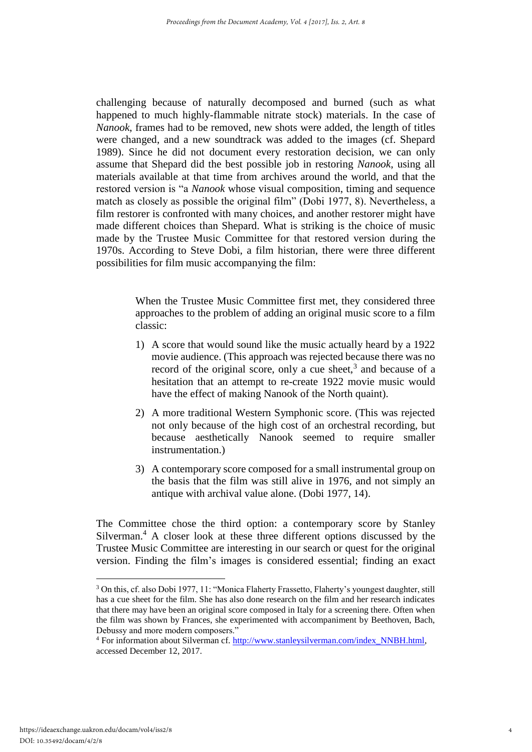challenging because of naturally decomposed and burned (such as what happened to much highly-flammable nitrate stock) materials. In the case of *Nanook*, frames had to be removed, new shots were added, the length of titles were changed, and a new soundtrack was added to the images (cf. Shepard 1989). Since he did not document every restoration decision, we can only assume that Shepard did the best possible job in restoring *Nanook*, using all materials available at that time from archives around the world, and that the restored version is "a *Nanook* whose visual composition, timing and sequence match as closely as possible the original film" (Dobi 1977, 8). Nevertheless, a film restorer is confronted with many choices, and another restorer might have made different choices than Shepard. What is striking is the choice of music made by the Trustee Music Committee for that restored version during the 1970s. According to Steve Dobi, a film historian, there were three different possibilities for film music accompanying the film:

> When the Trustee Music Committee first met, they considered three approaches to the problem of adding an original music score to a film classic:
>
> 1) A score that would sound like the music actually heard by a 1922 movie audience. (This approach was rejected because there was no record of the original score, only a cue sheet,[3] and because of a hesitation that an attempt to re-create 1922 movie music would have the effect of making Nanook of the North quaint).
> 2) A more traditional Western Symphonic score. (This was rejected not only because of the high cost of an orchestral recording, but because aesthetically Nanook seemed to require smaller instrumentation.)
> 3) A contemporary score composed for a small instrumental group on the basis that the film was still alive in 1976, and not simply an antique with archival value alone. (Dobi 1977, 14).

The Committee chose the third option: a contemporary score by Stanley Silverman.[4] A closer look at these three different options discussed by the Trustee Music Committee are interesting in our search or quest for the original version. Finding the film's images is considered essential; finding an exact

---

[3] On this, cf. also Dobi 1977, 11: "Monica Flaherty Frassetto, Flaherty's youngest daughter, still has a cue sheet for the film. She has also done research on the film and her research indicates that there may have been an original score composed in Italy for a screening there. Often when the film was shown by Frances, she experimented with accompaniment by Beethoven, Bach, Debussy and more modern composers."

[4] For information about Silverman cf. http://www.stanleysilverman.com/index_NNBH.html, accessed December 12, 2017.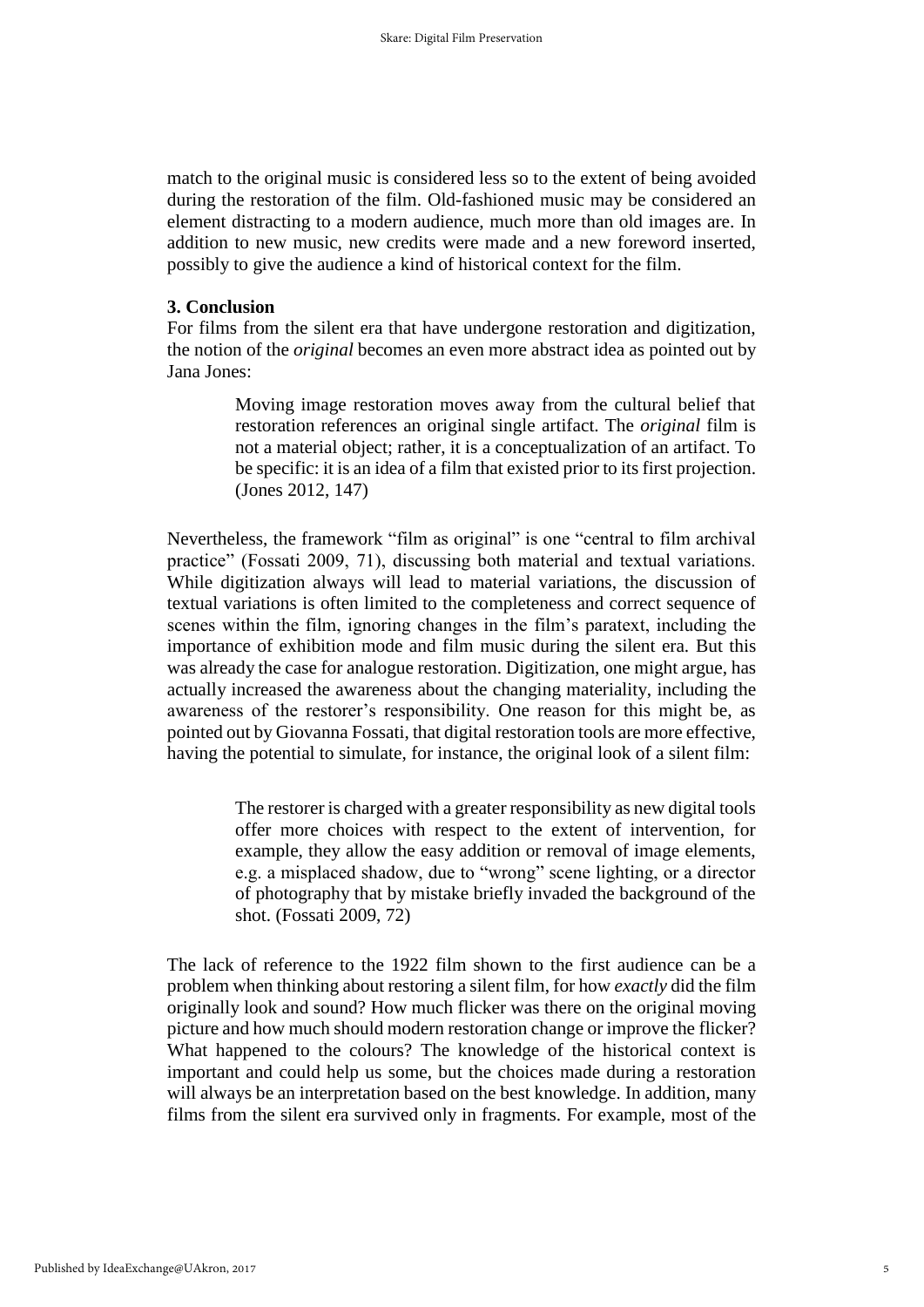match to the original music is considered less so to the extent of being avoided during the restoration of the film. Old-fashioned music may be considered an element distracting to a modern audience, much more than old images are. In addition to new music, new credits were made and a new foreword inserted, possibly to give the audience a kind of historical context for the film.

## 3. Conclusion

For films from the silent era that have undergone restoration and digitization, the notion of the *original* becomes an even more abstract idea as pointed out by Jana Jones:

> Moving image restoration moves away from the cultural belief that restoration references an original single artifact. The *original* film is not a material object; rather, it is a conceptualization of an artifact. To be specific: it is an idea of a film that existed prior to its first projection. (Jones 2012, 147)

Nevertheless, the framework "film as original" is one "central to film archival practice" (Fossati 2009, 71), discussing both material and textual variations. While digitization always will lead to material variations, the discussion of textual variations is often limited to the completeness and correct sequence of scenes within the film, ignoring changes in the film's paratext, including the importance of exhibition mode and film music during the silent era. But this was already the case for analogue restoration. Digitization, one might argue, has actually increased the awareness about the changing materiality, including the awareness of the restorer's responsibility. One reason for this might be, as pointed out by Giovanna Fossati, that digital restoration tools are more effective, having the potential to simulate, for instance, the original look of a silent film:

> The restorer is charged with a greater responsibility as new digital tools offer more choices with respect to the extent of intervention, for example, they allow the easy addition or removal of image elements, e.g. a misplaced shadow, due to "wrong" scene lighting, or a director of photography that by mistake briefly invaded the background of the shot. (Fossati 2009, 72)

The lack of reference to the 1922 film shown to the first audience can be a problem when thinking about restoring a silent film, for how *exactly* did the film originally look and sound? How much flicker was there on the original moving picture and how much should modern restoration change or improve the flicker? What happened to the colours? The knowledge of the historical context is important and could help us some, but the choices made during a restoration will always be an interpretation based on the best knowledge. In addition, many films from the silent era survived only in fragments. For example, most of the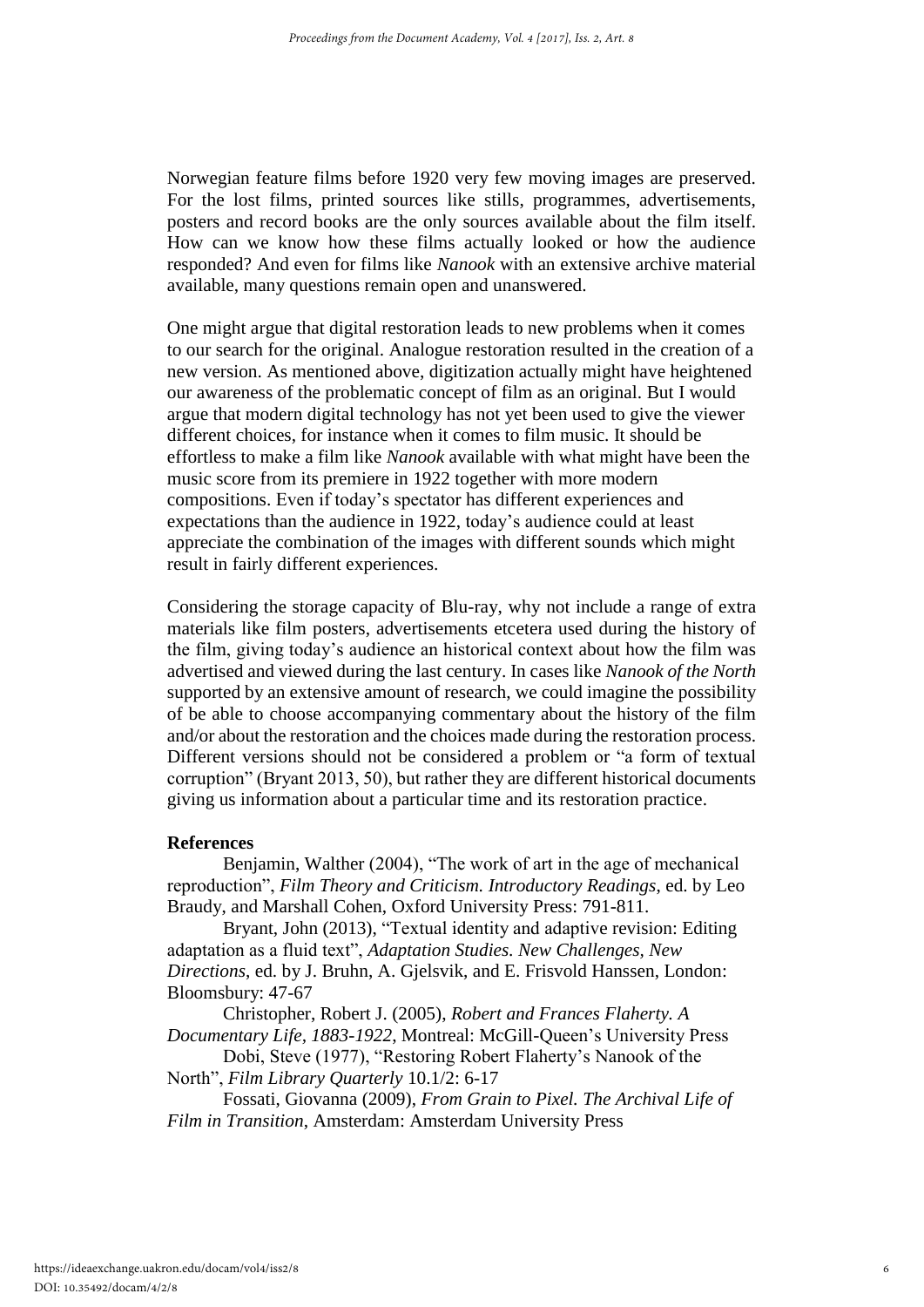Norwegian feature films before 1920 very few moving images are preserved. For the lost films, printed sources like stills, programmes, advertisements, posters and record books are the only sources available about the film itself. How can we know how these films actually looked or how the audience responded? And even for films like *Nanook* with an extensive archive material available, many questions remain open and unanswered.

One might argue that digital restoration leads to new problems when it comes to our search for the original. Analogue restoration resulted in the creation of a new version. As mentioned above, digitization actually might have heightened our awareness of the problematic concept of film as an original. But I would argue that modern digital technology has not yet been used to give the viewer different choices, for instance when it comes to film music. It should be effortless to make a film like *Nanook* available with what might have been the music score from its premiere in 1922 together with more modern compositions. Even if today's spectator has different experiences and expectations than the audience in 1922, today's audience could at least appreciate the combination of the images with different sounds which might result in fairly different experiences.

Considering the storage capacity of Blu-ray, why not include a range of extra materials like film posters, advertisements etcetera used during the history of the film, giving today's audience an historical context about how the film was advertised and viewed during the last century. In cases like *Nanook of the North* supported by an extensive amount of research, we could imagine the possibility of be able to choose accompanying commentary about the history of the film and/or about the restoration and the choices made during the restoration process. Different versions should not be considered a problem or "a form of textual corruption" (Bryant 2013, 50), but rather they are different historical documents giving us information about a particular time and its restoration practice.

**References**

Benjamin, Walther (2004), "The work of art in the age of mechanical reproduction", *Film Theory and Criticism. Introductory Readings*, ed. by Leo Braudy, and Marshall Cohen, Oxford University Press: 791-811.

Bryant, John (2013), "Textual identity and adaptive revision: Editing adaptation as a fluid text", *Adaptation Studies. New Challenges, New Directions*, ed. by J. Bruhn, A. Gjelsvik, and E. Frisvold Hanssen, London: Bloomsbury: 47-67

Christopher, Robert J. (2005), *Robert and Frances Flaherty. A Documentary Life, 1883-1922*, Montreal: McGill-Queen's University Press

Dobi, Steve (1977), "Restoring Robert Flaherty's Nanook of the North", *Film Library Quarterly* 10.1/2: 6-17

Fossati, Giovanna (2009), *From Grain to Pixel. The Archival Life of Film in Transition*, Amsterdam: Amsterdam University Press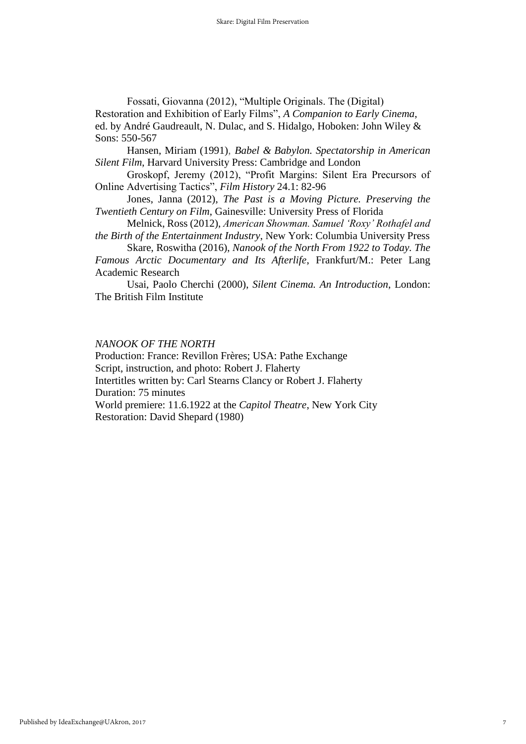Fossati, Giovanna (2012), "Multiple Originals. The (Digital) Restoration and Exhibition of Early Films", *A Companion to Early Cinema*, ed. by André Gaudreault, N. Dulac, and S. Hidalgo, Hoboken: John Wiley & Sons: 550-567

Hansen, Miriam (1991), *Babel & Babylon. Spectatorship in American Silent Film*, Harvard University Press: Cambridge and London

Groskopf, Jeremy (2012), "Profit Margins: Silent Era Precursors of Online Advertising Tactics", *Film History* 24.1: 82-96

Jones, Janna (2012), *The Past is a Moving Picture. Preserving the Twentieth Century on Film*, Gainesville: University Press of Florida

Melnick, Ross (2012), *American Showman. Samuel 'Roxy' Rothafel and the Birth of the Entertainment Industry*, New York: Columbia University Press

Skare, Roswitha (2016), *Nanook of the North From 1922 to Today. The Famous Arctic Documentary and Its Afterlife*, Frankfurt/M.: Peter Lang Academic Research

Usai, Paolo Cherchi (2000), *Silent Cinema. An Introduction*, London: The British Film Institute

*NANOOK OF THE NORTH*
Production: France: Revillon Frères; USA: Pathe Exchange
Script, instruction, and photo: Robert J. Flaherty
Intertitles written by: Carl Stearns Clancy or Robert J. Flaherty
Duration: 75 minutes
World premiere: 11.6.1922 at the *Capitol Theatre*, New York City
Restoration: David Shepard (1980)